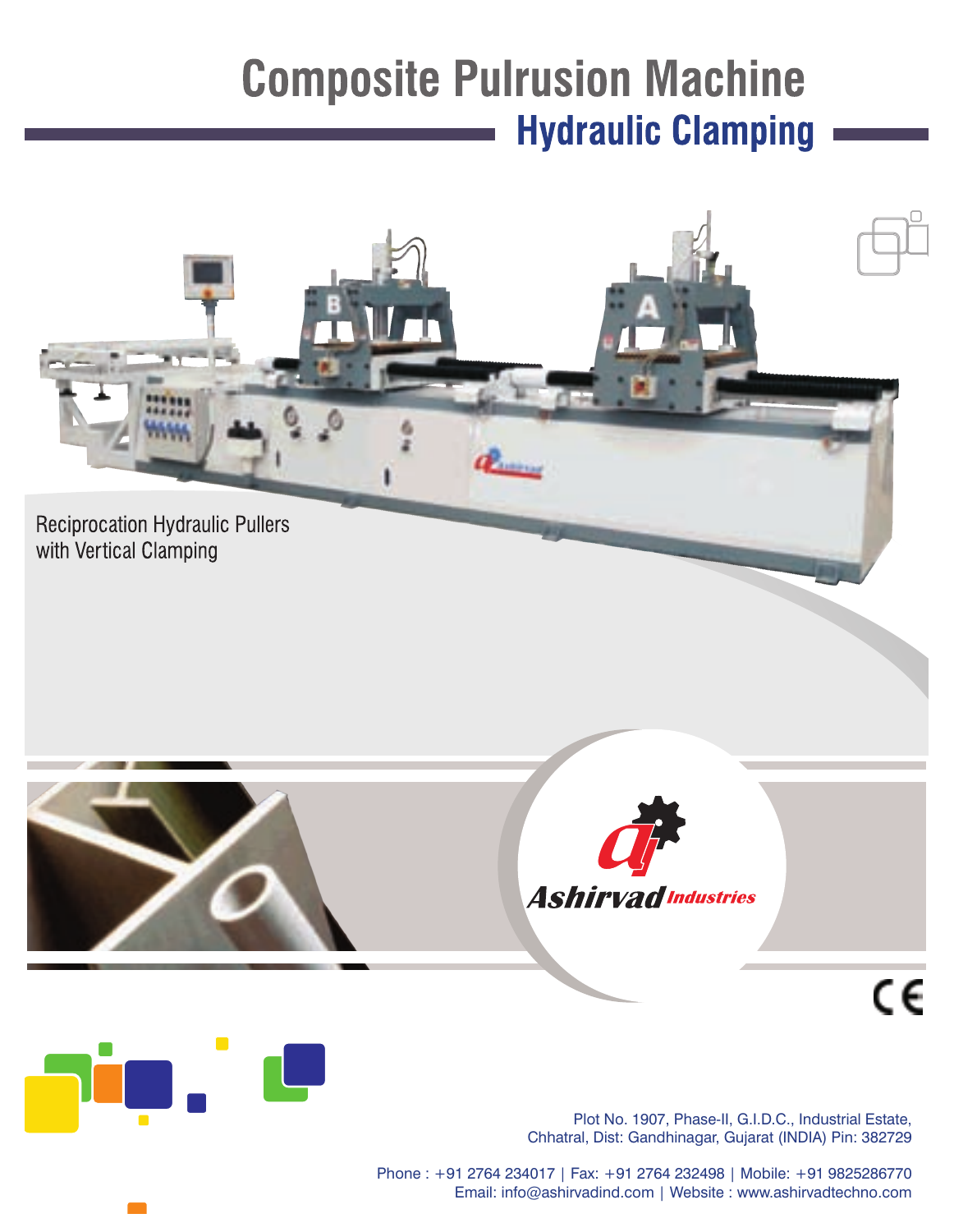# Composite Pulrusion Machine

## Hydraulic Clamping

Reciprocation Hydraulic Pullers with Vertical Clamping

Ashirvad Industries

Plot No. 1907, Phase-II, G.I.D.C., Industrial Estate,
Chhatral, Dist: Gandhinagar, Gujarat (INDIA) Pin: 382729

Phone : +91 2764 234017 | Fax: +91 2764 232498 | Mobile: +91 9825286770
Email: info@ashirvadind.com | Website : www.ashirvadtechno.com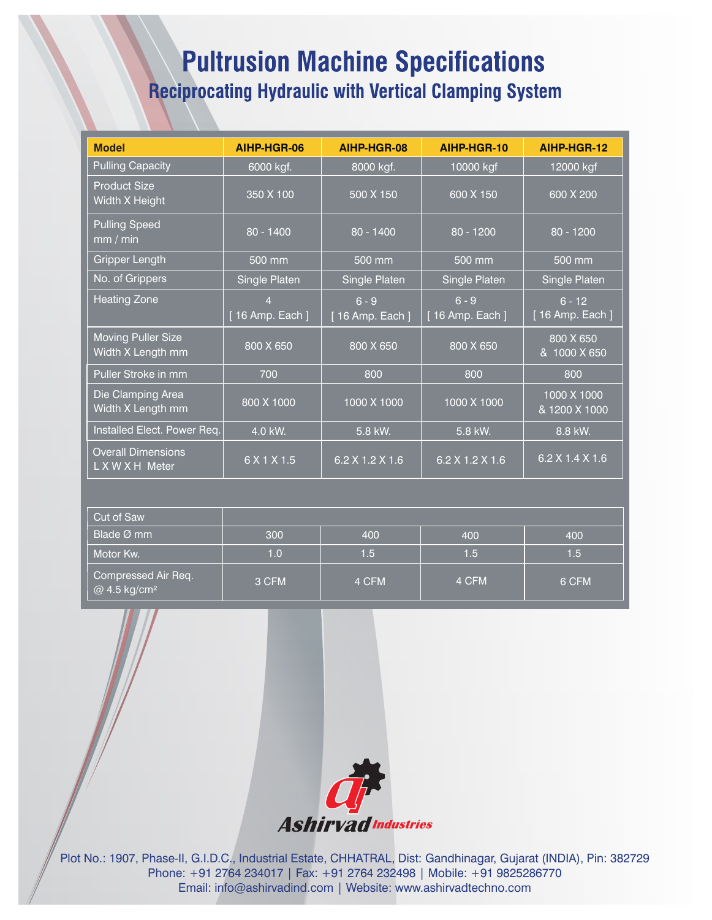# Pultrusion Machine Specifications

## Reciprocating Hydraulic with Vertical Clamping System

| Model | AIHP-HGR-06 | AIHP-HGR-08 | AIHP-HGR-10 | AIHP-HGR-12 |
|---|---|---|---|---|
| Pulling Capacity | 6000 kgf. | 8000 kgf. | 10000 kgf | 12000 kgf |
| Product Size Width X Height | 350 X 100 | 500 X 150 | 600 X 150 | 600 X 200 |
| Pulling Speed mm / min | 80 - 1400 | 80 - 1400 | 80 - 1200 | 80 - 1200 |
| Gripper Length | 500 mm | 500 mm | 500 mm | 500 mm |
| No. of Grippers | Single Platen | Single Platen | Single Platen | Single Platen |
| Heating Zone | 4 [ 16 Amp. Each ] | 6 - 9 [ 16 Amp. Each ] | 6 - 9 [ 16 Amp. Each ] | 6 - 12 [ 16 Amp. Each ] |
| Moving Puller Size Width X Length mm | 800 X 650 | 800 X 650 | 800 X 650 | 800 X 650 & 1000 X 650 |
| Puller Stroke in mm | 700 | 800 | 800 | 800 |
| Die Clamping Area Width X Length mm | 800 X 1000 | 1000 X 1000 | 1000 X 1000 | 1000 X 1000 & 1200 X 1000 |
| Installed Elect. Power Req. | 4.0 kW. | 5.8 kW. | 5.8 kW. | 8.8 kW. |
| Overall Dimensions L X W X H Meter | 6 X 1 X 1.5 | 6.2 X 1.2 X 1.6 | 6.2 X 1.2 X 1.6 | 6.2 X 1.4 X 1.6 |

| Cut of Saw | | | | |
|---|---|---|---|---|
| Blade Ø mm | 300 | 400 | 400 | 400 |
| Motor Kw. | 1.0 | 1.5 | 1.5 | 1.5 |
| Compressed Air Req. @ 4.5 kg/cm² | 3 CFM | 4 CFM | 4 CFM | 6 CFM |

Ashirvad Industries

Plot No.: 1907, Phase-II, G.I.D.C., Industrial Estate, CHHATRAL, Dist: Gandhinagar, Gujarat (INDIA), Pin: 382729
Phone: +91 2764 234017 | Fax: +91 2764 232498 | Mobile: +91 9825286770
Email: info@ashirvadind.com | Website: www.ashirvadtechno.com